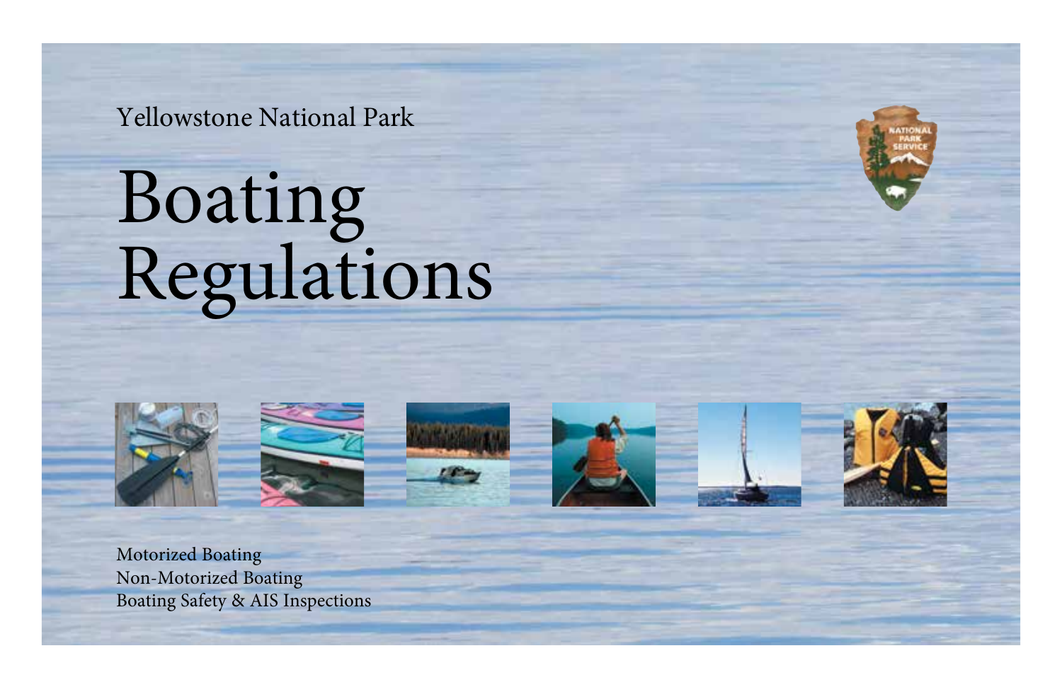Yellowstone National Park

# Boating Regulations

Motorized Boating
Non-Motorized Boating
Boating Safety & AIS Inspections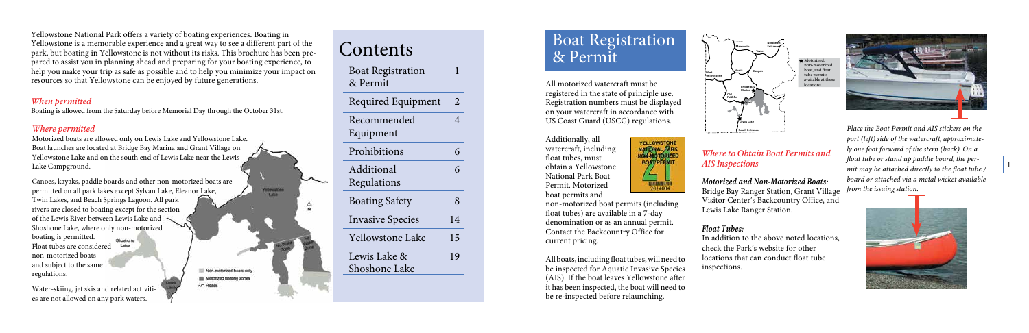Yellowstone National Park offers a variety of boating experiences. Boating in Yellowstone is a memorable experience and a great way to see a different part of the park, but boating in Yellowstone is not without its risks. This brochure has been prepared to assist you in planning ahead and preparing for your boating experience, to help you make your trip as safe as possible and to help you minimize your impact on resources so that Yellowstone can be enjoyed by future generations.

### *When permitted*

Boating is allowed from the Saturday before Memorial Day through the October 31st.

### *Where permitted*

Motorized boats are allowed only on Lewis Lake and Yellowstone Lake. Boat launches are located at Bridge Bay Marina and Grant Village on Yellowstone Lake and on the south end of Lewis Lake near the Lewis Lake Campground.

Canoes, kayaks, paddle boards and other non-motorized boats are permitted on all park lakes except Sylvan Lake, Eleanor Lake, Twin Lakes, and Beach Springs Lagoon. All park rivers are closed to boating except for the section of the Lewis River between Lewis Lake and Shoshone Lake, where only non-motorized boating is permitted. Float tubes are considered non-motorized boats and subject to the same regulations.

Water-skiing, jet skis and related activities are not allowed on any park waters.

Yellowstone Lake
Shoshone Lake
Lewis Lake
No Wake Zone
No Wake Zone
N
Non-motorized boats only
Motorized boating zones
Roads

# Contents

| | |
|---|---|
| Boat Registration & Permit | 1 |
| Required Equipment | 2 |
| Recommended Equipment | 4 |
| Prohibitions | 6 |
| Additional Regulations | 6 |
| Boating Safety | 8 |
| Invasive Species | 14 |
| Yellowstone Lake | 15 |
| Lewis Lake & Shoshone Lake | 19 |

# Boat Registration & Permit

All motorized watercraft must be registered in the state of principle use. Registration numbers must be displayed on your watercraft in accordance with US Coast Guard (USCG) regulations.

Additionally, all watercraft, including float tubes, must obtain a Yellowstone National Park Boat Permit. Motorized boat permits and non-motorized boat permits (including float tubes) are available in a 7-day denomination or as an annual permit. Contact the Backcountry Office for current pricing.

YELLOWSTONE NATIONAL PARK NON-MOTORIZED BOAT PERMIT 21 2014004

All boats, including float tubes, will need to be inspected for Aquatic Invasive Species (AIS). If the boat leaves Yellowstone after it has been inspected, the boat will need to be re-inspected before relaunching.

Mammoth
Northeast Entrance
Tower
West Yellowstone
Norris
Canyon
Bridge Bay Marina
Old Faithful
Grant Village
Lewis Lake
South Entrance
Motorized, non-motorized boat, and float tube permits available at these locations

### *Where to Obtain Boat Permits and AIS Inspections*

***Motorized and Non-Motorized Boats:*** Bridge Bay Ranger Station, Grant Village Visitor Center's Backcountry Office, and Lewis Lake Ranger Station.

***Float Tubes:***
In addition to the above noted locations, check the Park's website for other locations that can conduct float tube inspections.

*Place the Boat Permit and AIS stickers on the port (left) side of the watercraft, approximately one foot forward of the stern (back). On a float tube or stand up paddle board, the permit may be attached directly to the float tube / board or attached via a metal wicket available from the issuing station.*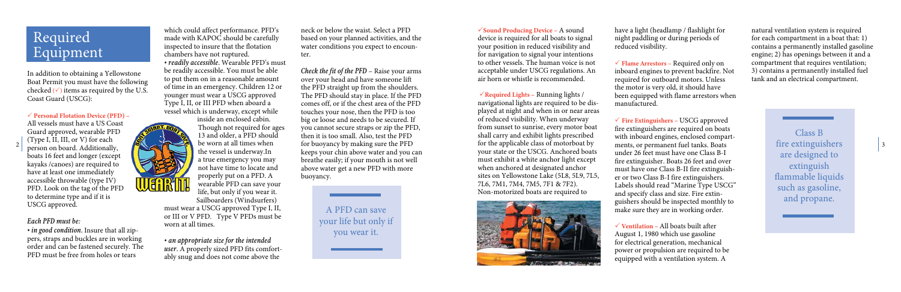# Required Equipment

In addition to obtaining a Yellowstone Boat Permit you must have the following checked (✓) items as required by the U.S. Coast Guard (USCG):

✓ **Personal Flotation Device (PFD)** – All vessels must have a US Coast Guard approved, wearable PFD (Type I, II, III, or V) for each person on board. Additionally, boats 16 feet and longer (except kayaks /canoes) are required to have at least one immediately accessible throwable (type IV) PFD. Look on the tag of the PFD to determine type and if it is USCG approved.

*Each PFD must be:*

• ***in good condition***. Insure that all zippers, straps and buckles are in working order and can be fastened securely. The PFD must be free from holes or tears which could affect performance. PFD's made with KAPOC should be carefully inspected to insure that the flotation chambers have not ruptured.

• ***readily accessible***. Wearable PFD's must be readily accessible. You must be able to put them on in a reasonable amount of time in an emergency. Children 12 or younger must wear a USCG approved Type I, II, or III PFD when aboard a vessel which is underway, except while inside an enclosed cabin. Though not required for ages 13 and older, a PFD should be worn at all times when the vessel is underway.In a true emergency you may not have time to locate and properly put on a PFD. A wearable PFD can save your life, but only if you wear it. Sailboarders (Windsurfers) must wear a USCG approved Type I, II, or III or V PFD. Type V PFDs must be worn at all times.

• ***an appropriate size for the intended user***. A properly sized PFD fits comfortably snug and does not come above the neck or below the waist. Select a PFD based on your planned activities, and the water conditions you expect to encounter.

*Check the fit of the PFD* – Raise your arms over your head and have someone lift the PFD straight up from the shoulders. The PFD should stay in place. If the PFD comes off, or if the chest area of the PFD touches your nose, then the PFD is too big or loose and needs to be secured. If you cannot secure straps or zip the PFD, then it is too small. Also, test the PFD for buoyancy by making sure the PFD keeps your chin above water and you can breathe easily; if your mouth is not well above water get a new PFD with more buoyancy.

> A PFD can save your life but only if you wear it.

✓ **Sound Producing Device** – A sound device is required for all boats to signal your position in reduced visibility and for navigation to signal your intentions to other vessels. The human voice is not acceptable under USCG regulations. An air horn or whistle is recommended.

✓ **Required Lights** – Running lights / navigational lights are required to be displayed at night and when in or near areas of reduced visibility. When underway from sunset to sunrise, every motor boat shall carry and exhibit lights prescribed for the applicable class of motorboat by your state or the USCG. Anchored boats must exhibit a white anchor light except when anchored at designated anchor sites on Yellowstone Lake (5L8, 5L9, 7L5, 7L6, 7M1, 7M4, 7M5, 7F1 & 7F2). Non-motorized boats are required to have a light (headlamp / flashlight for night paddling or during periods of reduced visibility.

✓ **Flame Arrestors** – Required only on inboard engines to prevent backfire. Not required for outboard motors. Unless the motor is very old, it should have been equipped with flame arrestors when manufactured.

✓ **Fire Extinguishers** – USCG approved fire extinguishers are required on boats with inboard engines, enclosed compartments, or permanent fuel tanks. Boats under 26 feet must have one Class B-I fire extinguisher. Boats 26 feet and over must have one Class B-II fire extinguisher or two Class B-I fire extinguishers. Labels should read "Marine Type USCG" and specify class and size. Fire extinguishers should be inspected monthly to make sure they are in working order.

✓ **Ventilation** – All boats built after August 1, 1980 which use gasoline for electrical generation, mechanical power or propulsion are required to be equipped with a ventilation system. A natural ventilation system is required for each compartment in a boat that: 1) contains a permanently installed gasoline engine; 2) has openings between it and a compartment that requires ventilation; 3) contains a permanently installed fuel tank and an electrical compartment.

> Class B fire extinguishers are designed to extinguish flammable liquids such as gasoline, and propane.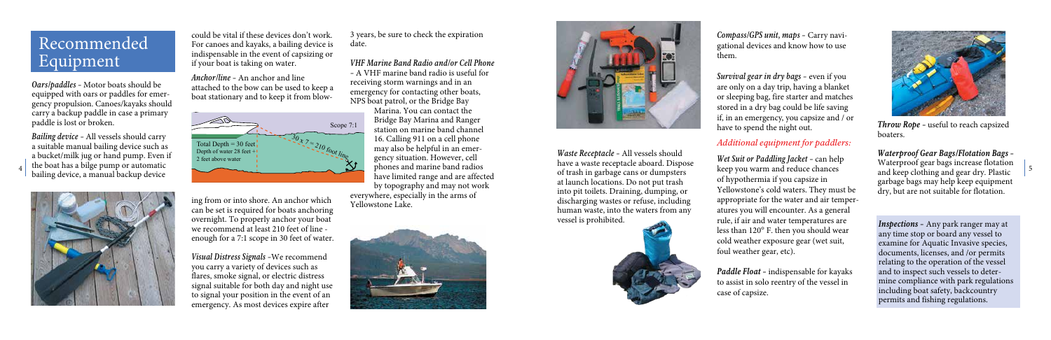# Recommended Equipment

***Oars/paddles*** - Motor boats should be equipped with oars or paddles for emergency propulsion. Canoes/kayaks should carry a backup paddle in case a primary paddle is lost or broken.

***Bailing device*** - All vessels should carry a suitable manual bailing device such as a bucket/milk jug or hand pump. Even if the boat has a bilge pump or automatic bailing device, a manual backup device could be vital if these devices don't work. For canoes and kayaks, a bailing device is indispensable in the event of capsizing or if your boat is taking on water.

***Anchor/line*** - An anchor and line attached to the bow can be used to keep a boat stationary and to keep it from blowing from or into shore. An anchor which can be set is required for boats anchoring overnight. To properly anchor your boat we recommend at least 210 feet of line - enough for a 7:1 scope in 30 feet of water.

Scope 7:1

Total Depth = 30 feet
Depth of water 28 feet +
2 feet above water

30 x 7 = 210 foot line

***Visual Distress Signals*** -We recommend you carry a variety of devices such as flares, smoke signal, or electric distress signal suitable for both day and night use to signal your position in the event of an emergency. As most devices expire after 3 years, be sure to check the expiration date.

***VHF Marine Band Radio and/or Cell Phone*** - A VHF marine band radio is useful for receiving storm warnings and in an emergency for contacting other boats, NPS boat patrol, or the Bridge Bay Marina. You can contact the Bridge Bay Marina and Ranger station on marine band channel 16. Calling 911 on a cell phone may also be helpful in an emergency situation. However, cell phones and marine band radios have limited range and are affected by topography and may not work everywhere, especially in the arms of Yellowstone Lake.

***Waste Receptacle*** - All vessels should have a waste receptacle aboard. Dispose of trash in garbage cans or dumpsters at launch locations. Do not put trash into pit toilets. Draining, dumping, or discharging wastes or refuse, including human waste, into the waters from any vessel is prohibited.

***Compass/GPS unit, maps*** - Carry navigational devices and know how to use them.

***Survival gear in dry bags*** - even if you are only on a day trip, having a blanket or sleeping bag, fire starter and matches stored in a dry bag could be life saving if, in an emergency, you capsize and / or have to spend the night out.

## *Additional equipment for paddlers:*

***Wet Suit or Paddling Jacket*** - can help keep you warm and reduce chances of hypothermia if you capsize in Yellowstone's cold waters. They must be appropriate for the water and air temperatures you will encounter. As a general rule, if air and water temperatures are less than 120° F. then you should wear cold weather exposure gear (wet suit, foul weather gear, etc).

***Paddle Float*** - indispensable for kayaks to assist in solo reentry of the vessel in case of capsize.

***Throw Rope*** - useful to reach capsized boaters.

***Waterproof Gear Bags/Flotation Bags*** - Waterproof gear bags increase flotation and keep clothing and gear dry. Plastic garbage bags may help keep equipment dry, but are not suitable for flotation.

***Inspections*** - Any park ranger may at any time stop or board any vessel to examine for Aquatic Invasive species, documents, licenses, and /or permits relating to the operation of the vessel and to inspect such vessels to determine compliance with park regulations including boat safety, backcountry permits and fishing regulations.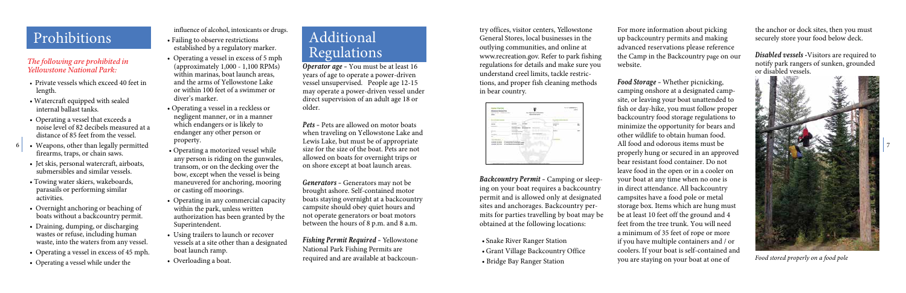# Prohibitions

*The following are prohibited in Yellowstone National Park:*

- Private vessels which exceed 40 feet in length.
- Watercraft equipped with sealed internal ballast tanks.
- Operating a vessel that exceeds a noise level of 82 decibels measured at a distance of 85 feet from the vessel.
- Weapons, other than legally permitted firearms, traps, or chain saws.
- Jet skis, personal watercraft, airboats, submersibles and similar vessels.
- Towing water skiers, wakeboards, parasails or performing similar activities.
- Overnight anchoring or beaching of boats without a backcountry permit.
- Draining, dumping, or discharging wastes or refuse, including human waste, into the waters from any vessel.
- Operating a vessel in excess of 45 mph.
- Operating a vessel while under the influence of alcohol, intoxicants or drugs.
- Failing to observe restrictions established by a regulatory marker.
- Operating a vessel in excess of 5 mph (approximately 1,000 - 1,100 RPMs) within marinas, boat launch areas, and the arms of Yellowstone Lake or within 100 feet of a swimmer or diver's marker.
- Operating a vessel in a reckless or negligent manner, or in a manner which endangers or is likely to endanger any other person or property.
- Operating a motorized vessel while any person is riding on the gunwales, transom, or on the decking over the bow, except when the vessel is being maneuvered for anchoring, mooring or casting off moorings.
- Operating in any commercial capacity within the park, unless written authorization has been granted by the Superintendent.
- Using trailers to launch or recover vessels at a site other than a designated boat launch ramp.
- Overloading a boat.

# Additional Regulations

***Operator age*** - You must be at least 16 years of age to operate a power-driven vessel unsupervised. People age 12-15 may operate a power-driven vessel under direct supervision of an adult age 18 or older.

***Pets*** - Pets are allowed on motor boats when traveling on Yellowstone Lake and Lewis Lake, but must be of appropriate size for the size of the boat. Pets are not allowed on boats for overnight trips or on shore except at boat launch areas.

***Generators*** - Generators may not be brought ashore. Self-contained motor boats staying overnight at a backcountry campsite should obey quiet hours and not operate generators or boat motors between the hours of 8 p.m. and 8 a.m.

***Fishing Permit Required*** - Yellowstone National Park Fishing Permits are required and are available at backcountry offices, visitor centers, Yellowstone General Stores, local businesses in the outlying communities, and online at www.recreation.gov. Refer to park fishing regulations for details and make sure you understand creel limits, tackle restrictions, and proper fish cleaning methods in bear country.

***Backcountry Permit*** - Camping or sleeping on your boat requires a backcountry permit and is allowed only at designated sites and anchorages. Backcountry permits for parties travelling by boat may be obtained at the following locations:

- Snake River Ranger Station
- Grant Village Backcountry Office
- Bridge Bay Ranger Station

For more information about picking up backcountry permits and making advanced reservations please reference the Camp in the Backcountry page on our website.

***Food Storage*** - Whether picnicking, camping onshore at a designated campsite, or leaving your boat unattended to fish or day-hike, you must follow proper backcountry food storage regulations to minimize the opportunity for bears and other wildlife to obtain human food. All food and odorous items must be properly hung or secured in an approved bear resistant food container. Do not leave food in the open or in a cooler on your boat at any time when no one is in direct attendance. All backcountry campsites have a food pole or metal storage box. Items which are hung must be at least 10 feet off the ground and 4 feet from the tree trunk. You will need a minimum of 35 feet of rope or more if you have multiple containers and / or coolers. If your boat is self-contained and you are staying on your boat at one of the anchor or dock sites, then you must securely store your food below deck.

***Disabled vessels*** - Visitors are required to notify park rangers of sunken, grounded or disabled vessels.

*Food stored properly on a food pole*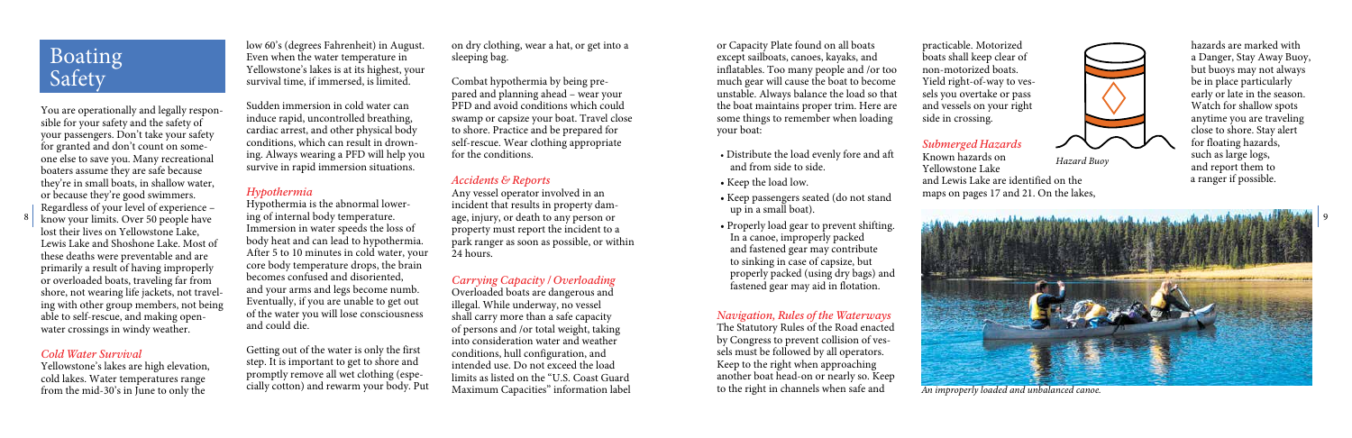# Boating Safety

You are operationally and legally responsible for your safety and the safety of your passengers. Don't take your safety for granted and don't count on someone else to save you. Many recreational boaters assume they are safe because they're in small boats, in shallow water, or because they're good swimmers. Regardless of your level of experience – know your limits. Over 50 people have lost their lives on Yellowstone Lake, Lewis Lake and Shoshone Lake. Most of these deaths were preventable and are primarily a result of having improperly or overloaded boats, traveling far from shore, not wearing life jackets, not traveling with other group members, not being able to self-rescue, and making open-water crossings in windy weather.

### *Cold Water Survival*

Yellowstone's lakes are high elevation, cold lakes. Water temperatures range from the mid-30's in June to only the low 60's (degrees Fahrenheit) in August. Even when the water temperature in Yellowstone's lakes is at its highest, your survival time, if immersed, is limited.

Sudden immersion in cold water can induce rapid, uncontrolled breathing, cardiac arrest, and other physical body conditions, which can result in drowning. Always wearing a PFD will help you survive in rapid immersion situations.

### *Hypothermia*

Hypothermia is the abnormal lowering of internal body temperature. Immersion in water speeds the loss of body heat and can lead to hypothermia. After 5 to 10 minutes in cold water, your core body temperature drops, the brain becomes confused and disoriented, and your arms and legs become numb. Eventually, if you are unable to get out of the water you will lose consciousness and could die.

Getting out of the water is only the first step. It is important to get to shore and promptly remove all wet clothing (especially cotton) and rewarm your body. Put on dry clothing, wear a hat, or get into a sleeping bag.

Combat hypothermia by being prepared and planning ahead – wear your PFD and avoid conditions which could swamp or capsize your boat. Travel close to shore. Practice and be prepared for self-rescue. Wear clothing appropriate for the conditions.

### *Accidents & Reports*

Any vessel operator involved in an incident that results in property damage, injury, or death to any person or property must report the incident to a park ranger as soon as possible, or within 24 hours.

### *Carrying Capacity / Overloading*

Overloaded boats are dangerous and illegal. While underway, no vessel shall carry more than a safe capacity of persons and /or total weight, taking into consideration water and weather conditions, hull configuration, and intended use. Do not exceed the load limits as listed on the "U.S. Coast Guard Maximum Capacities" information label or Capacity Plate found on all boats except sailboats, canoes, kayaks, and inflatables. Too many people and /or too much gear will cause the boat to become unstable. Always balance the load so that the boat maintains proper trim. Here are some things to remember when loading your boat:

- Distribute the load evenly fore and aft and from side to side.
- Keep the load low.
- Keep passengers seated (do not stand up in a small boat).
- Properly load gear to prevent shifting. In a canoe, improperly packed and fastened gear may contribute to sinking in case of capsize, but properly packed (using dry bags) and fastened gear may aid in flotation.

### *Navigation, Rules of the Waterways*

The Statutory Rules of the Road enacted by Congress to prevent collision of vessels must be followed by all operators. Keep to the right when approaching another boat head-on or nearly so. Keep to the right in channels when safe and practicable. Motorized boats shall keep clear of non-motorized boats. Yield right-of-way to vessels you overtake or pass and vessels on your right side in crossing.

### *Submerged Hazards*

Known hazards on Yellowstone Lake and Lewis Lake are identified on the maps on pages 17 and 21. On the lakes, hazards are marked with a Danger, Stay Away Buoy, but buoys may not always be in place particularly early or late in the season. Watch for shallow spots anytime you are traveling close to shore. Stay alert for floating hazards, such as large logs, and report them to a ranger if possible.

*Hazard Buoy*

*An improperly loaded and unbalanced canoe.*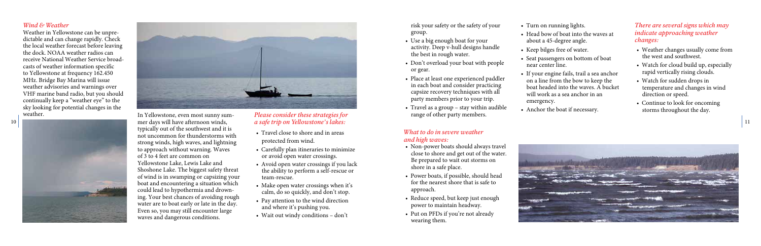### *Wind & Weather*

Weather in Yellowstone can be unpredictable and can change rapidly. Check the local weather forecast before leaving the dock. NOAA weather radios can receive National Weather Service broadcasts of weather information specific to Yellowstone at frequency 162.450 MHz. Bridge Bay Marina will issue weather advisories and warnings over VHF marine band radio, but you should continually keep a "weather eye" to the sky looking for potential changes in the weather.

In Yellowstone, even most sunny summer days will have afternoon winds, typically out of the southwest and it is not uncommon for thunderstorms with strong winds, high waves, and lightning to approach without warning. Waves of 3 to 4 feet are common on Yellowstone Lake, Lewis Lake and Shoshone Lake. The biggest safety threat of wind is in swamping or capsizing your boat and encountering a situation which could lead to hypothermia and drowning. Your best chances of avoiding rough water are to boat early or late in the day. Even so, you may still encounter large waves and dangerous conditions.

### *Please consider these strategies for a safe trip on Yellowstone's lakes:*

- Travel close to shore and in areas protected from wind.
- Carefully plan itineraries to minimize or avoid open water crossings.
- Avoid open water crossings if you lack the ability to perform a self-rescue or team-rescue.
- Make open water crossings when it's calm, do so quickly, and don't stop.
- Pay attention to the wind direction and where it's pushing you.
- Wait out windy conditions – don't risk your safety or the safety of your group.
- Use a big enough boat for your activity. Deep v-hull designs handle the best in rough water.
- Don't overload your boat with people or gear.
- Place at least one experienced paddler in each boat and consider practicing capsize recovery techniques with all party members prior to your trip.
- Travel as a group – stay within audible range of other party members.

### *What to do in severe weather and high waves:*

- Non-power boats should always travel close to shore and get out of the water. Be prepared to wait out storms on shore in a safe place.
- Power boats, if possible, should head for the nearest shore that is safe to approach.
- Reduce speed, but keep just enough power to maintain headway.
- Put on PFDs if you're not already wearing them.
- Turn on running lights.
- Head bow of boat into the waves at about a 45-degree angle.
- Keep bilges free of water.
- Seat passengers on bottom of boat near center line.
- If your engine fails, trail a sea anchor on a line from the bow to keep the boat headed into the waves. A bucket will work as a sea anchor in an emergency.
- Anchor the boat if necessary.

### *There are several signs which may indicate approaching weather changes:*

- Weather changes usually come from the west and southwest.
- Watch for cloud build up, especially rapid vertically rising clouds.
- Watch for sudden drops in temperature and changes in wind direction or speed.
- Continue to look for oncoming storms throughout the day.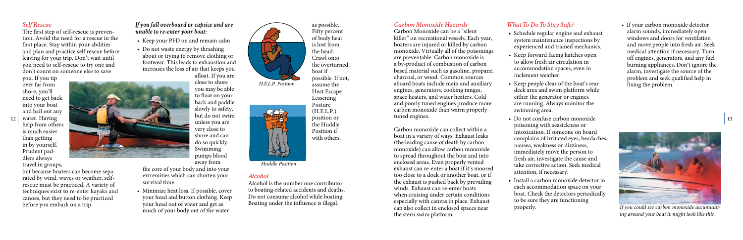## *Self Rescue*

The first step of self-rescue is prevention. Avoid the need for a rescue in the first place. Stay within your abilities and plan and practice self rescue before leaving for your trip. Don't wait until you need to self-rescue to try one and don't count on someone else to save you. If you tip over far from shore, you'll need to get back into your boat and bail out any water. Having help from others is much easier than getting in by yourself. Prudent paddlers always travel in groups, but because boaters can become separated by wind, waves or weather, self-rescue must be practiced. A variety of techniques exist to re-enter kayaks and canoes, but they need to be practiced before you embark on a trip.

### *If you fall overboard or capsize and are unable to re-enter your boat:*

- Keep your PFD on and remain calm
- Do not waste energy by thrashing about or trying to remove clothing or footwear. This leads to exhaustion and increases the loss of air that keeps you afloat. If you are close to shore you may be able to float on your back and paddle slowly to safety, but do not swim unless you are very close to shore and can do so quickly. Swimming pumps blood away from the core of your body and into your extremities which can shorten your survival time.
- Minimize heat loss. If possible, cover your head and button clothing. Keep your head out of water and get as much of your body out of the water as possible. Fifty percent of body heat is lost from the head. Crawl onto the overturned boat if possible. If not, assume the Heat Escape Lessening Posture (H.E.L.P.) position or the Huddle Position if with others.

*H.E.L.P. Position*

*Huddle Position*

## *Alcohol*

Alcohol is the number one contributor to boating-related accidents and deaths. Do not consume alcohol while boating. Boating under the influence is illegal.

## *Carbon Monoxide Hazards*

Carbon Monoxide can be a "silent killer" on recreational vessels. Each year, boaters are injured or killed by carbon monoxide. Virtually all of the poisonings are preventable. Carbon monoxide is a by-product of combustion of carbon based material such as gasoline, propane, charcoal, or wood. Common sources aboard boats include main and auxiliary engines, generators, cooking ranges, space heaters, and water heaters. Cold and poorly tuned engines produce more carbon monoxide than warm properly tuned engines.

Carbon monoxide can collect within a boat in a variety of ways. Exhaust leaks (the leading cause of death by carbon monoxide) can allow carbon monoxide to spread throughout the boat and into enclosed areas. Even properly vented exhaust can re-enter a boat if it's moored too close to a dock or another boat, or if the exhaust is pushed back by prevailing winds. Exhaust can re-enter boats when cruising under certain conditions especially with canvas in place. Exhaust can also collect in enclosed spaces near the stern swim platform.

## *What To Do To Stay Safe?*

- Schedule regular engine and exhaust system maintenance inspections by experienced and trained mechanics.
- Keep forward facing hatches open to allow fresh air circulation in accommodation spaces, even in inclement weather.
- Keep people clear of the boat's rear deck area and swim platform while either the generator or engines are running. Always monitor the swimming area.
- Do not confuse carbon monoxide poisoning with seasickness or intoxication. If someone on board complains of irritated eyes, headaches, nausea, weakness or dizziness, immediately move the person to fresh air, investigate the cause and take corrective action. Seek medical attention, if necessary.
- Install a carbon monoxide detector in each accommodation space on your boat. Check the detectors periodically to be sure they are functioning properly.
- If your carbon monoxide detector alarm sounds, immediately open windows and doors for ventilation and move people into fresh air. Seek medical attention if necessary. Turn off engines, generators, and any fuel burning appliances. Don't ignore the alarm, investigate the source of the problem and seek qualified help in fixing the problem.

*If you could see carbon monoxide accumulating around your boat it, might look like this.*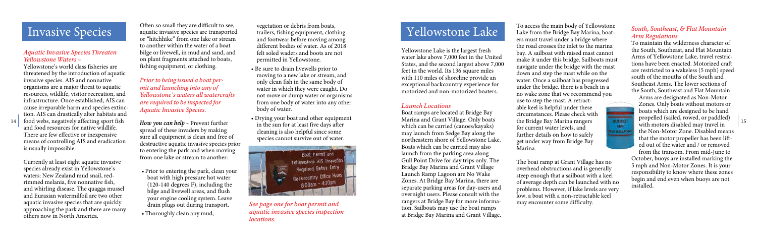# Invasive Species

### *Aquatic Invasive Species Threaten Yellowstone's Waters –*

Yellowstone's world class fisheries are threatened by the introduction of aquatic invasive species. AIS and nonnative organisms are a major threat to aquatic resources, wildlife, visitor recreation, and infrastructure. Once established, AIS can cause irreparable harm and species extinction. AIS can drastically alter habitats and food webs, negatively affecting sport fish and food resources for native wildlife. There are few effective or inexpensive means of controlling AIS and eradication is usually impossible.

Currently at least eight aquatic invasive species already exist in Yellowstone's waters: New Zealand mud snail, red-rimmed melania, five nonnative fish, and whirling disease. The quagga mussel and Eurasian watermilfoil are two other aquatic invasive species that are quickly approaching the park and there are many others now in North America.

Often so small they are difficult to see, aquatic invasive species are transported or "hitchhike" from one lake or stream to another within the water of a boat bilge or livewell, in mud and sand, and on plant fragments attached to boats, fishing equipment, or clothing.

*Prior to being issued a boat permit and launching into any of Yellowstone's waters all watercrafts are required to be inspected for Aquatic Invasive Species.*

***How you can help*** – Prevent further spread of these invaders by making sure all equipment is clean and free of destructive aquatic invasive species prior to entering the park and when moving from one lake or stream to another:

- Prior to entering the park, clean your boat with high pressure hot water (120-140 degrees F), including the bilge and livewell areas, and flush your engine cooling system. Leave drain plugs out during transport.
- Thoroughly clean any mud, vegetation or debris from boats, trailers, fishing equipment, clothing and footwear before moving among different bodies of water. As of 2018 felt soled waders and boots are not permitted in Yellowstone.
- Be sure to drain livewells prior to moving to a new lake or stream, and only clean fish in the same body of water in which they were caught. Do not move or dump water or organisms from one body of water into any other body of water.
- Drying your boat and other equipment in the sun for at least five days after cleaning is also helpful since some species cannot survive out of water.

*See page one for boat permit and aquatic invasive species inspection locations.*

# Yellowstone Lake

Yellowstone Lake is the largest fresh water lake above 7,000 feet in the United States, and the second largest above 7,000 feet in the world. Its 136 square miles with 110 miles of shoreline provide an exceptional backcountry experience for motorized and non-motorized boaters.

### *Launch Locations*

Boat ramps are located at Bridge Bay Marina and Grant Village. Only boats which can be carried (canoes/kayaks) may launch from Sedge Bay along the northeastern shore of Yellowstone Lake. Boats which can be carried may also launch from the parking area along Gull Point Drive for day trips only. The Bridge Bay Marina and Grant Village Launch Ramp Lagoon are No Wake Zones. At Bridge Bay Marina, there are separate parking areas for day-users and overnight users. Please consult with the rangers at Bridge Bay for more information. Sailboats may use the boat ramps at Bridge Bay Marina and Grant Village.

To access the main body of Yellowstone Lake from the Bridge Bay Marina, boaters must travel under a bridge where the road crosses the inlet to the marina bay. A sailboat with raised mast cannot make it under this bridge. Sailboats must navigate under the bridge with the mast down and step the mast while on the water. Once a sailboat has progressed under the bridge, there is a beach in a no wake zone that we recommend you use to step the mast. A retractable keel is helpful under these circumstances. Please check with the Bridge Bay Marina rangers for current water levels, and further details on how to safely get under way from Bridge Bay Marina.

The boat ramp at Grant Village has no overhead obstructions and is generally steep enough that a sailboat with a keel of average depth can be launched with no problems. However, if lake levels are very low, a boat with a non-retractable keel may encounter some difficulty.

### *South, Southeast, & Flat Mountain Arm Regulations*

To maintain the wilderness character of the South, Southeast, and Flat Mountain Arms of Yellowstone Lake, travel restrictions have been enacted. Motorized craft are restricted to a wakeless (5 mph) speed south of the mouths of the South and Southeast Arms. The lower sections of the South, Southeast and Flat Mountain Arms are designated as Non-Motor Zones. Only boats without motors or boats which are designed to be hand propelled (sailed, rowed, or paddled) with motors disabled may travel in the Non-Motor Zone. Disabled means that the motor propeller has been lifted out of the water and / or removed from the transom. From mid-June to October, buoys are installed marking the 5 mph and Non-Motor Zones. It is your responsibility to know where these zones begin and end even when buoys are not installed.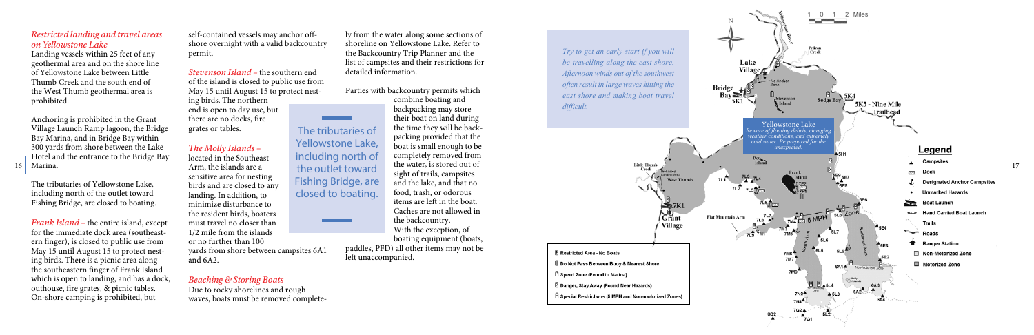### *Restricted landing and travel areas on Yellowstone Lake*

Landing vessels within 25 feet of any geothermal area and on the shore line of Yellowstone Lake between Little Thumb Creek and the south end of the West Thumb geothermal area is prohibited.

Anchoring is prohibited in the Grant Village Launch Ramp lagoon, the Bridge Bay Marina, and in Bridge Bay within 300 yards from shore between the Lake Hotel and the entrance to the Bridge Bay Marina.

The tributaries of Yellowstone Lake, including north of the outlet toward Fishing Bridge, are closed to boating.

*Frank Island* – the entire island, except for the immediate dock area (southeastern finger), is closed to public use from May 15 until August 15 to protect nesting birds. There is a picnic area along the southeastern finger of Frank Island which is open to landing, and has a dock, outhouse, fire grates, & picnic tables. On-shore camping is prohibited, but self-contained vessels may anchor offshore overnight with a valid backcountry permit.

*Stevenson Island* – the southern end of the island is closed to public use from May 15 until August 15 to protect nesting birds. The northern end is open to day use, but there are no docks, fire grates or tables.

*The Molly Islands* – located in the Southeast Arm, the islands are a sensitive area for nesting birds and are closed to any landing. In addition, to minimize disturbance to the resident birds, boaters must travel no closer than 1/2 mile from the islands or no further than 100 yards from shore between campsites 6A1 and 6A2.

> The tributaries of Yellowstone Lake, including north of the outlet toward Fishing Bridge, are closed to boating.

### *Beaching & Storing Boats*

Due to rocky shorelines and rough waves, boats must be removed completely from the water along some sections of shoreline on Yellowstone Lake. Refer to the Backcountry Trip Planner and the list of campsites and their restrictions for detailed information.

Parties with backcountry permits which combine boating and backpacking may store their boat on land during the time they will be backpacking provided that the boat is small enough to be completely removed from the water, is stored out of sight of trails, campsites and the lake, and that no food, trash, or odorous items are left in the boat. Caches are not allowed in the backcountry. With the exception of boating equipment (boats, paddles, PFD) all other items may not be left unaccompanied.

*Try to get an early start if you will be travelling along the east shore. Afternoon winds out of the southwest often result in large waves hitting the east shore and making boat travel difficult.*

**Yellowstone Lake**

*Beware of floating debris, changing weather conditions, and extremely cold water. Be prepared for the unexpected.*

**Legend**

- Campsites
- Dock
- Designated Anchor Campsites
- Unmarked Hazards
- Boat Launch
- Hand Carried Boat Launch
- Trails
- Roads
- Ranger Station
- Non-Motorized Zone
- Motorized Zone

- Restricted Area - No Boats
- Do Not Pass Between Buoy & Nearest Shore
- Speed Zone (Found in Marina)
- Danger, Stay Away (Found Near Hazards)
- Special Restrictions (5 MPH and Non-motorized Zones)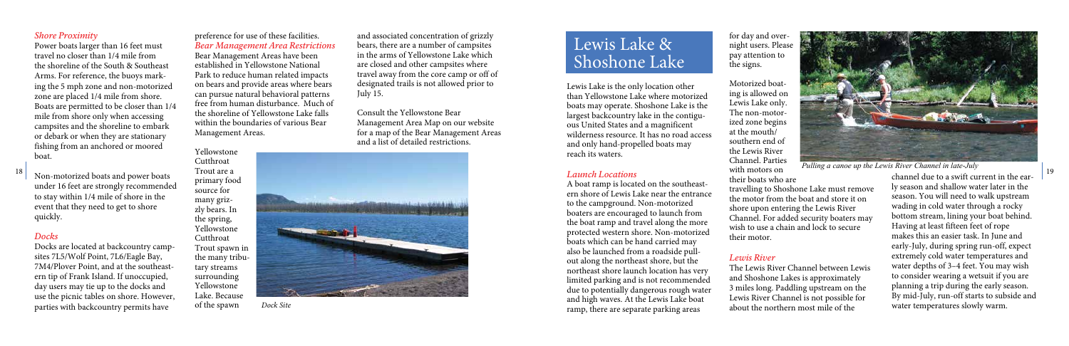### *Shore Proximity*

Power boats larger than 16 feet must travel no closer than 1/4 mile from the shoreline of the South & Southeast Arms. For reference, the buoys marking the 5 mph zone and non-motorized zone are placed 1/4 mile from shore. Boats are permitted to be closer than 1/4 mile from shore only when accessing campsites and the shoreline to embark or debark or when they are stationary fishing from an anchored or moored boat.

Non-motorized boats and power boats under 16 feet are strongly recommended to stay within 1/4 mile of shore in the event that they need to get to shore quickly.

### *Docks*

Docks are located at backcountry campsites 7L5/Wolf Point, 7L6/Eagle Bay, 7M4/Plover Point, and at the southeastern tip of Frank Island. If unoccupied, day users may tie up to the docks and use the picnic tables on shore. However, parties with backcountry permits have preference for use of these facilities.

### *Bear Management Area Restrictions*

Bear Management Areas have been established in Yellowstone National Park to reduce human related impacts on bears and provide areas where bears can pursue natural behavioral patterns free from human disturbance. Much of the shoreline of Yellowstone Lake falls within the boundaries of various Bear Management Areas.

Yellowstone Cutthroat Trout are a primary food source for many grizzly bears. In the spring, Yellowstone Cutthroat Trout spawn in the many tributary streams surrounding Yellowstone Lake. Because of the spawn and associated concentration of grizzly bears, there are a number of campsites in the arms of Yellowstone Lake which are closed and other campsites where travel away from the core camp or off of designated trails is not allowed prior to July 15.

Consult the Yellowstone Bear Management Area Map on our website for a map of the Bear Management Areas and a list of detailed restrictions.

*Dock Site*

# Lewis Lake & Shoshone Lake

Lewis Lake is the only location other than Yellowstone Lake where motorized boats may operate. Shoshone Lake is the largest backcountry lake in the contiguous United States and a magnificent wilderness resource. It has no road access and only hand-propelled boats may reach its waters.

### *Launch Locations*

A boat ramp is located on the southeastern shore of Lewis Lake near the entrance to the campground. Non-motorized boaters are encouraged to launch from the boat ramp and travel along the more protected western shore. Non-motorized boats which can be hand carried may also be launched from a roadside pullout along the northeast shore, but the northeast shore launch location has very limited parking and is not recommended due to potentially dangerous rough water and high waves. At the Lewis Lake boat ramp, there are separate parking areas for day and overnight users. Please pay attention to the signs.

Motorized boating is allowed on Lewis Lake only. The non-motorized zone begins at the mouth/southern end of the Lewis River Channel. Parties with motors on their boats who are travelling to Shoshone Lake must remove the motor from the boat and store it on shore upon entering the Lewis River Channel. For added security boaters may wish to use a chain and lock to secure their motor.

### *Lewis River*

The Lewis River Channel between Lewis and Shoshone Lakes is approximately 3 miles long. Paddling upstream on the Lewis River Channel is not possible for about the northern most mile of the channel due to a swift current in the early season and shallow water later in the season. You will need to walk upstream wading in cold water through a rocky bottom stream, lining your boat behind. Having at least fifteen feet of rope makes this an easier task. In June and early-July, during spring run-off, expect extremely cold water temperatures and water depths of 3–4 feet. You may wish to consider wearing a wetsuit if you are planning a trip during the early season. By mid-July, run-off starts to subside and water temperatures slowly warm.

*Pulling a canoe up the Lewis River Channel in late-July*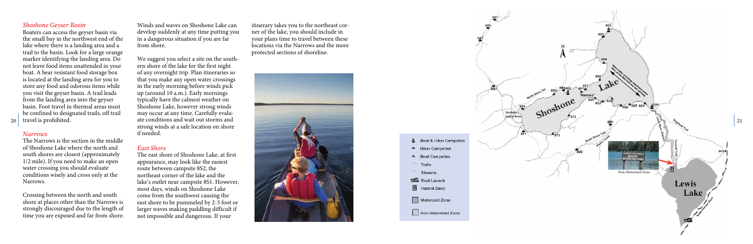### *Shoshone Geyser Basin*

Boaters can access the geyser basin via the small bay in the northwest end of the lake where there is a landing area and a trail to the basin. Look for a large orange marker identifying the landing area. Do not leave food items unattended in your boat. A bear resistant food storage box is located at the landing area for you to store any food and odorous items while you visit the geyser basin. A trail leads from the landing area into the geyser basin. Foot travel in thermal areas must be confined to designated trails, off trail travel is prohibited.

### *Narrows*

The Narrows is the section in the middle of Shoshone Lake where the north and south shores are closest (approximately 1/2 mile). If you need to make an open water crossing you should evaluate conditions wisely and cross only at the Narrows.

Crossing between the north and south shore at places other than the Narrows is strongly discouraged due to the length of time you are exposed and far from shore. Winds and waves on Shoshone Lake can develop suddenly at any time putting you in a dangerous situation if you are far from shore.

We suggest you select a site on the southern shore of the lake for the first night of any overnight trip. Plan itineraries so that you make any open water crossings in the early morning before winds pick up (around 10 a.m.). Early mornings typically have the calmest weather on Shoshone Lake, however strong winds may occur at any time. Carefully evaluate conditions and wait out storms and strong winds at a safe location on shore if needed.

### *East Shore*

The east shore of Shoshone Lake, at first appearance, may look like the easiest route between campsite 8S2, the northeast corner of the lake and the lake's outlet near campsite 8S1. However, most days, winds on Shoshone Lake come from the southwest causing the east shore to be pummeled by 2-3 foot or larger waves making paddling difficult if not impossible and dangerous. If your itinerary takes you to the northeast corner of the lake, you should include in your plans time to travel between these locations via the Narrows and the more protected sections of shoreline.

Boat & Hiker Campsites
Hiker Campsites
Boat Campsites
Trails
Streams
Boat Launch
Hazard Buoy
Motorized Zone
Non-Motorized Zone

Shoshone Lake
Lewis Lake
"Narrows"
Shoshone Geyser Basin
North Shore Trail
South Shore Trail
Moose Creek
Lewis River Channel
Channel Trail
Dogshead Trail
South Entrance Road
Non-Motorized Zone
CAUTION TO POWER BOATING BEYOND THIS POINT
N
8A1
8A2
8A3
8S2
8S3
8S4
8S5
8S7
8R4
8R3
8R2
8R1
8Q1
8Q3
8Q4
8Q6
8Q7
8Q5
8S1
8G1
8R5
8T5
8M1
8T1
8T3
8M2
8K1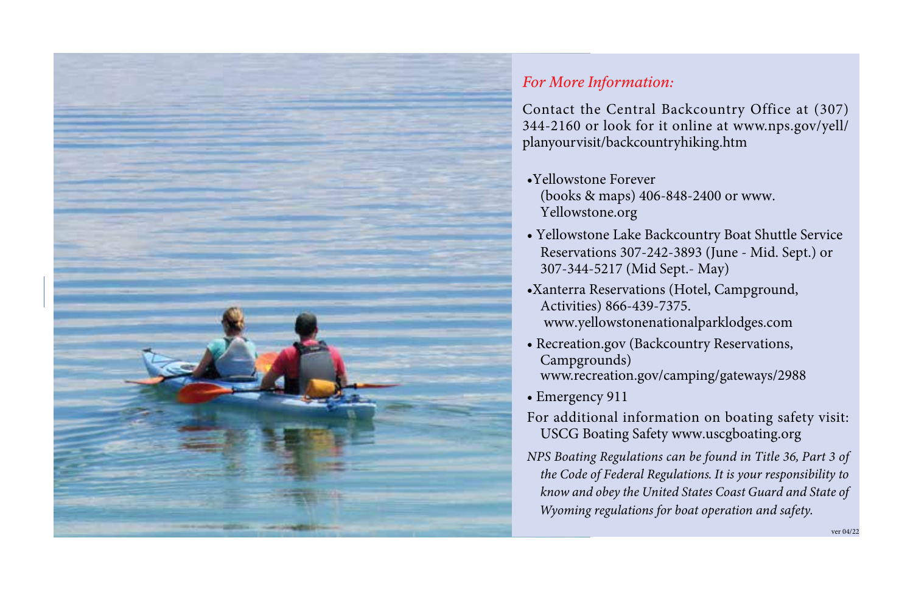*For More Information:*

Contact the Central Backcountry Office at (307) 344-2160 or look for it online at www.nps.gov/yell/planyourvisit/backcountryhiking.htm

- Yellowstone Forever (books & maps) 406-848-2400 or www.Yellowstone.org
- Yellowstone Lake Backcountry Boat Shuttle Service Reservations 307-242-3893 (June - Mid. Sept.) or 307-344-5217 (Mid Sept.- May)
- Xanterra Reservations (Hotel, Campground, Activities) 866-439-7375. www.yellowstonenationalparklodges.com
- Recreation.gov (Backcountry Reservations, Campgrounds) www.recreation.gov/camping/gateways/2988
- Emergency 911

For additional information on boating safety visit: USCG Boating Safety www.uscgboating.org

*NPS Boating Regulations can be found in Title 36, Part 3 of the Code of Federal Regulations. It is your responsibility to know and obey the United States Coast Guard and State of Wyoming regulations for boat operation and safety.*

ver 04/22